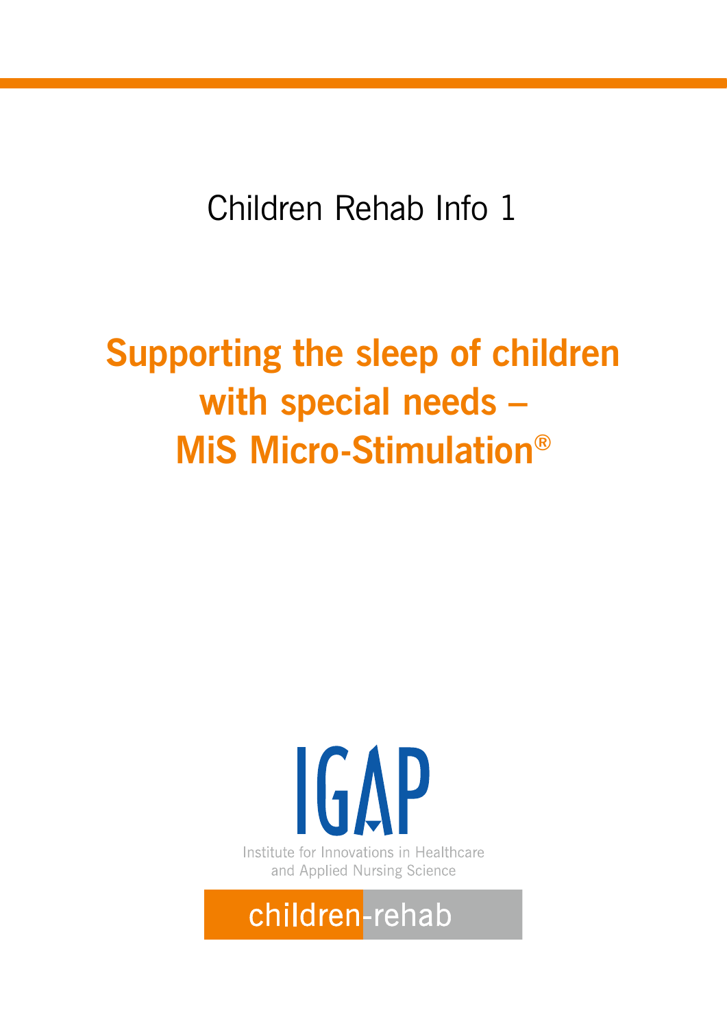Children Rehab Info 1

# Supporting the sleep of children with special needs – MiS Micro-Stimulation®

IGAP

Institute for Innovations in Healthcare and Applied Nursing Science

children-rehab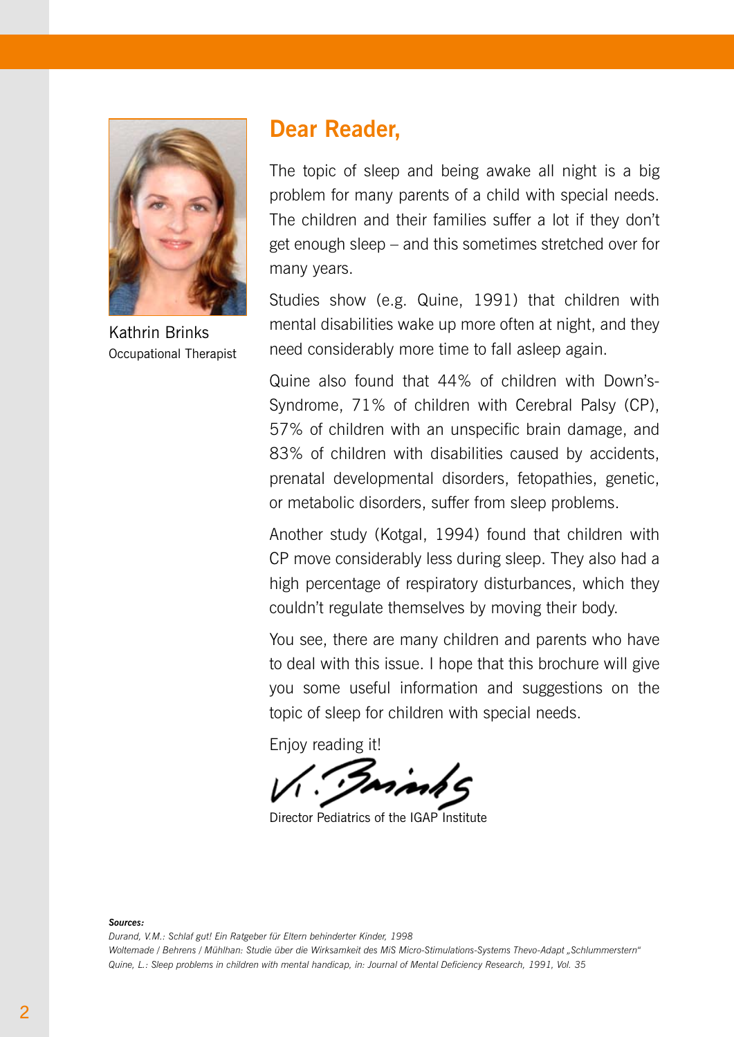Kathrin Brinks
Occupational Therapist

## Dear Reader,

The topic of sleep and being awake all night is a big problem for many parents of a child with special needs. The children and their families suffer a lot if they don't get enough sleep – and this sometimes stretched over for many years.

Studies show (e.g. Quine, 1991) that children with mental disabilities wake up more often at night, and they need considerably more time to fall asleep again.

Quine also found that 44% of children with Down's-Syndrome, 71% of children with Cerebral Palsy (CP), 57% of children with an unspecific brain damage, and 83% of children with disabilities caused by accidents, prenatal developmental disorders, fetopathies, genetic, or metabolic disorders, suffer from sleep problems.

Another study (Kotgal, 1994) found that children with CP move considerably less during sleep. They also had a high percentage of respiratory disturbances, which they couldn't regulate themselves by moving their body.

You see, there are many children and parents who have to deal with this issue. I hope that this brochure will give you some useful information and suggestions on the topic of sleep for children with special needs.

Enjoy reading it!

K. Brinks

Director Pediatrics of the IGAP Institute

***Sources:***

*Durand, V.M.: Schlaf gut! Ein Ratgeber für Eltern behinderter Kinder, 1998*

*Woltemade / Behrens / Mühlhan: Studie über die Wirksamkeit des MiS Micro-Stimulations-Systems Thevo-Adapt „Schlummerstern"*

*Quine, L.: Sleep problems in children with mental handicap, in: Journal of Mental Deficiency Research, 1991, Vol. 35*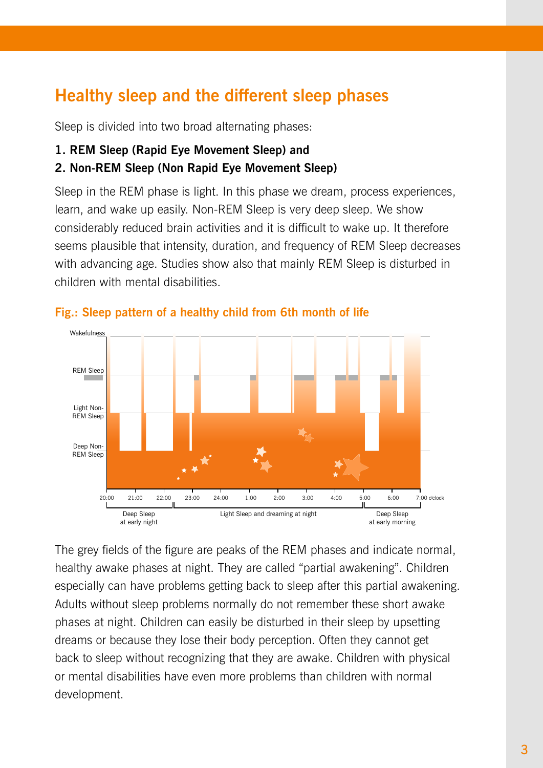## Healthy sleep and the different sleep phases

Sleep is divided into two broad alternating phases:

**1. REM Sleep (Rapid Eye Movement Sleep) and**
**2. Non-REM Sleep (Non Rapid Eye Movement Sleep)**

Sleep in the REM phase is light. In this phase we dream, process experiences, learn, and wake up easily. Non-REM Sleep is very deep sleep. We show considerably reduced brain activities and it is difficult to wake up. It therefore seems plausible that intensity, duration, and frequency of REM Sleep decreases with advancing age. Studies show also that mainly REM Sleep is disturbed in children with mental disabilities.

**Fig.: Sleep pattern of a healthy child from 6th month of life**

Wakefulness
REM Sleep
Light Non-REM Sleep
Deep Non-REM Sleep

20:00 21:00 22:00 23:00 24:00 1:00 2:00 3:00 4:00 5:00 6:00 7:00 o'clock

Deep Sleep at early night | Light Sleep and dreaming at night | Deep Sleep at early morning

The grey fields of the figure are peaks of the REM phases and indicate normal, healthy awake phases at night. They are called "partial awakening". Children especially can have problems getting back to sleep after this partial awakening. Adults without sleep problems normally do not remember these short awake phases at night. Children can easily be disturbed in their sleep by upsetting dreams or because they lose their body perception. Often they cannot get back to sleep without recognizing that they are awake. Children with physical or mental disabilities have even more problems than children with normal development.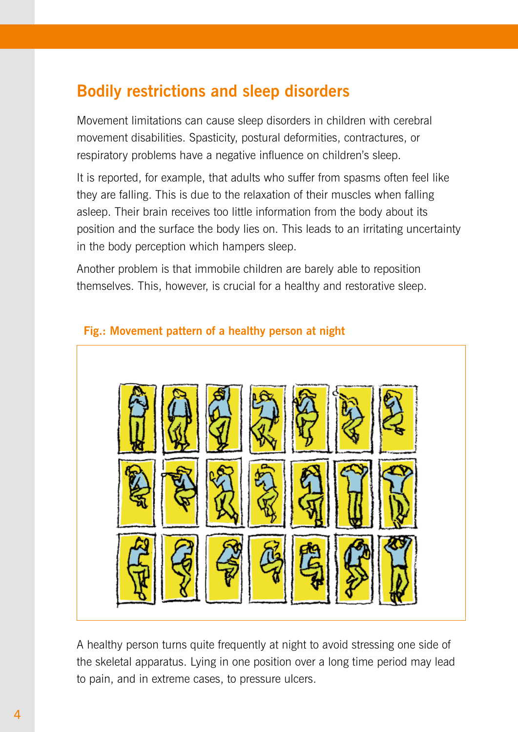## Bodily restrictions and sleep disorders

Movement limitations can cause sleep disorders in children with cerebral movement disabilities. Spasticity, postural deformities, contractures, or respiratory problems have a negative influence on children's sleep.

It is reported, for example, that adults who suffer from spasms often feel like they are falling. This is due to the relaxation of their muscles when falling asleep. Their brain receives too little information from the body about its position and the surface the body lies on. This leads to an irritating uncertainty in the body perception which hampers sleep.

Another problem is that immobile children are barely able to reposition themselves. This, however, is crucial for a healthy and restorative sleep.

**Fig.: Movement pattern of a healthy person at night**

A healthy person turns quite frequently at night to avoid stressing one side of the skeletal apparatus. Lying in one position over a long time period may lead to pain, and in extreme cases, to pressure ulcers.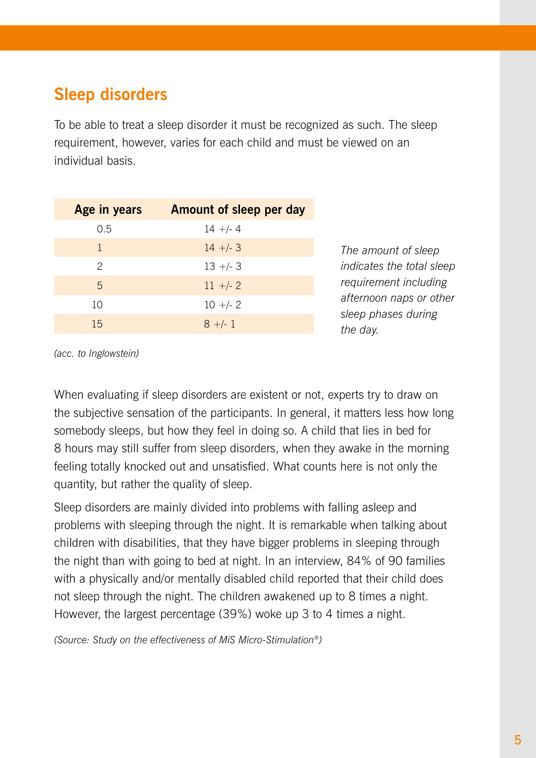## Sleep disorders

To be able to treat a sleep disorder it must be recognized as such. The sleep requirement, however, varies for each child and must be viewed on an individual basis.

| Age in years | Amount of sleep per day |
|---|---|
| 0.5 | 14 +/- 4 |
| 1 | 14 +/- 3 |
| 2 | 13 +/- 3 |
| 5 | 11 +/- 2 |
| 10 | 10 +/- 2 |
| 15 | 8 +/- 1 |

*The amount of sleep indicates the total sleep requirement including afternoon naps or other sleep phases during the day.*

*(acc. to Inglowstein)*

When evaluating if sleep disorders are existent or not, experts try to draw on the subjective sensation of the participants. In general, it matters less how long somebody sleeps, but how they feel in doing so. A child that lies in bed for 8 hours may still suffer from sleep disorders, when they awake in the morning feeling totally knocked out and unsatisfied. What counts here is not only the quantity, but rather the quality of sleep.

Sleep disorders are mainly divided into problems with falling asleep and problems with sleeping through the night. It is remarkable when talking about children with disabilities, that they have bigger problems in sleeping through the night than with going to bed at night. In an interview, 84% of 90 families with a physically and/or mentally disabled child reported that their child does not sleep through the night. The children awakened up to 8 times a night. However, the largest percentage (39%) woke up 3 to 4 times a night.

*(Source: Study on the effectiveness of MiS Micro-Stimulation®)*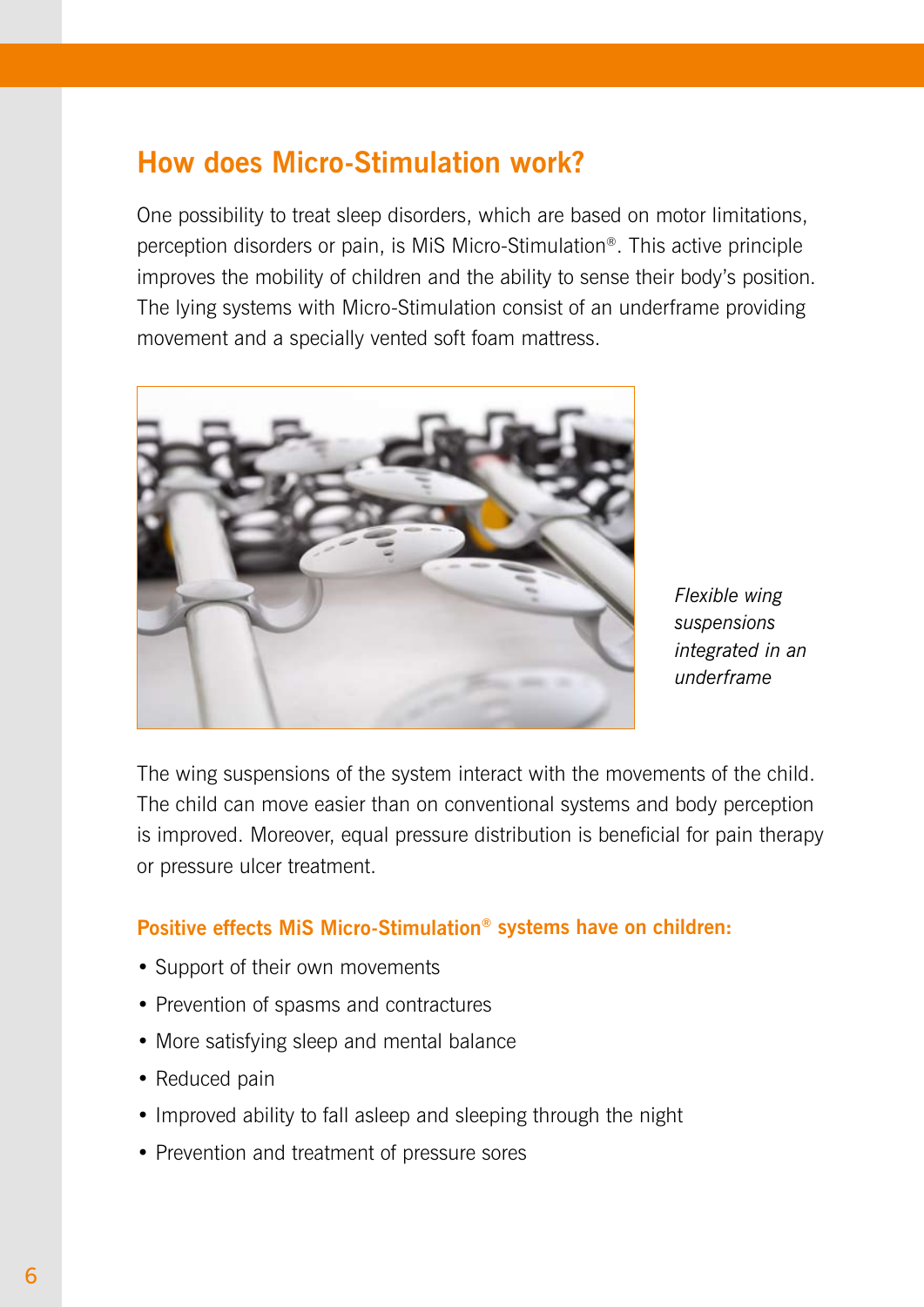## How does Micro-Stimulation work?

One possibility to treat sleep disorders, which are based on motor limitations, perception disorders or pain, is MiS Micro-Stimulation®. This active principle improves the mobility of children and the ability to sense their body's position. The lying systems with Micro-Stimulation consist of an underframe providing movement and a specially vented soft foam mattress.

*Flexible wing suspensions integrated in an underframe*

The wing suspensions of the system interact with the movements of the child. The child can move easier than on conventional systems and body perception is improved. Moreover, equal pressure distribution is beneficial for pain therapy or pressure ulcer treatment.

### Positive effects MiS Micro-Stimulation® systems have on children:

- Support of their own movements
- Prevention of spasms and contractures
- More satisfying sleep and mental balance
- Reduced pain
- Improved ability to fall asleep and sleeping through the night
- Prevention and treatment of pressure sores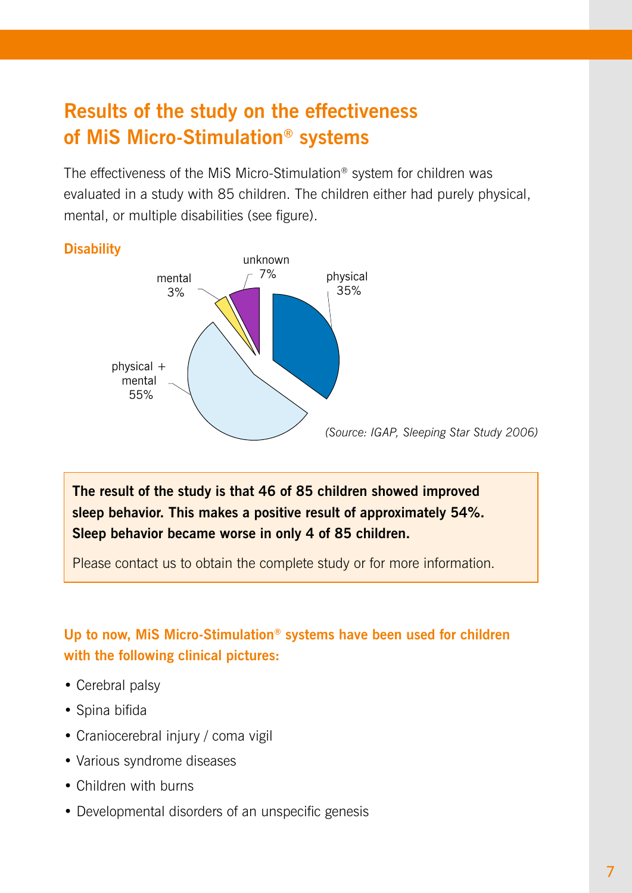# Results of the study on the effectiveness of MiS Micro-Stimulation® systems

The effectiveness of the MiS Micro-Stimulation® system for children was evaluated in a study with 85 children. The children either had purely physical, mental, or multiple disabilities (see figure).

**Disability**

| Disability | Share |
|---|---|
| physical | 35% |
| physical + mental | 55% |
| mental | 3% |
| unknown | 7% |

*(Source: IGAP, Sleeping Star Study 2006)*

**The result of the study is that 46 of 85 children showed improved sleep behavior. This makes a positive result of approximately 54%. Sleep behavior became worse in only 4 of 85 children.**

Please contact us to obtain the complete study or for more information.

## Up to now, MiS Micro-Stimulation® systems have been used for children with the following clinical pictures:

- Cerebral palsy
- Spina bifida
- Craniocerebral injury / coma vigil
- Various syndrome diseases
- Children with burns
- Developmental disorders of an unspecific genesis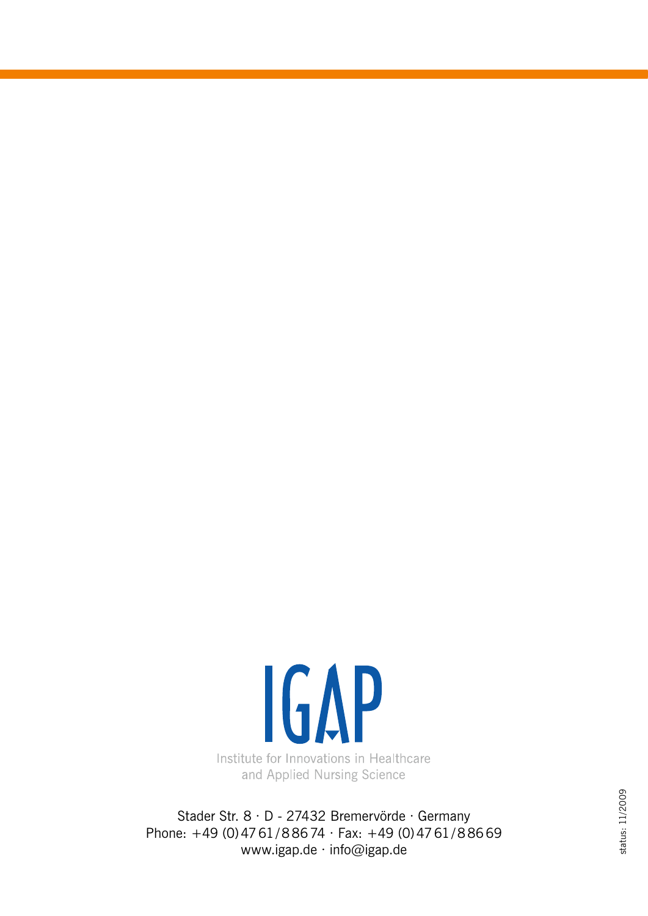IGAP

Institute for Innovations in Healthcare
and Applied Nursing Science

Stader Str. 8 · D - 27432 Bremervörde · Germany
Phone: +49 (0) 47 61 / 8 86 74 · Fax: +49 (0) 47 61 / 8 86 69
www.igap.de · info@igap.de

status: 11/2009